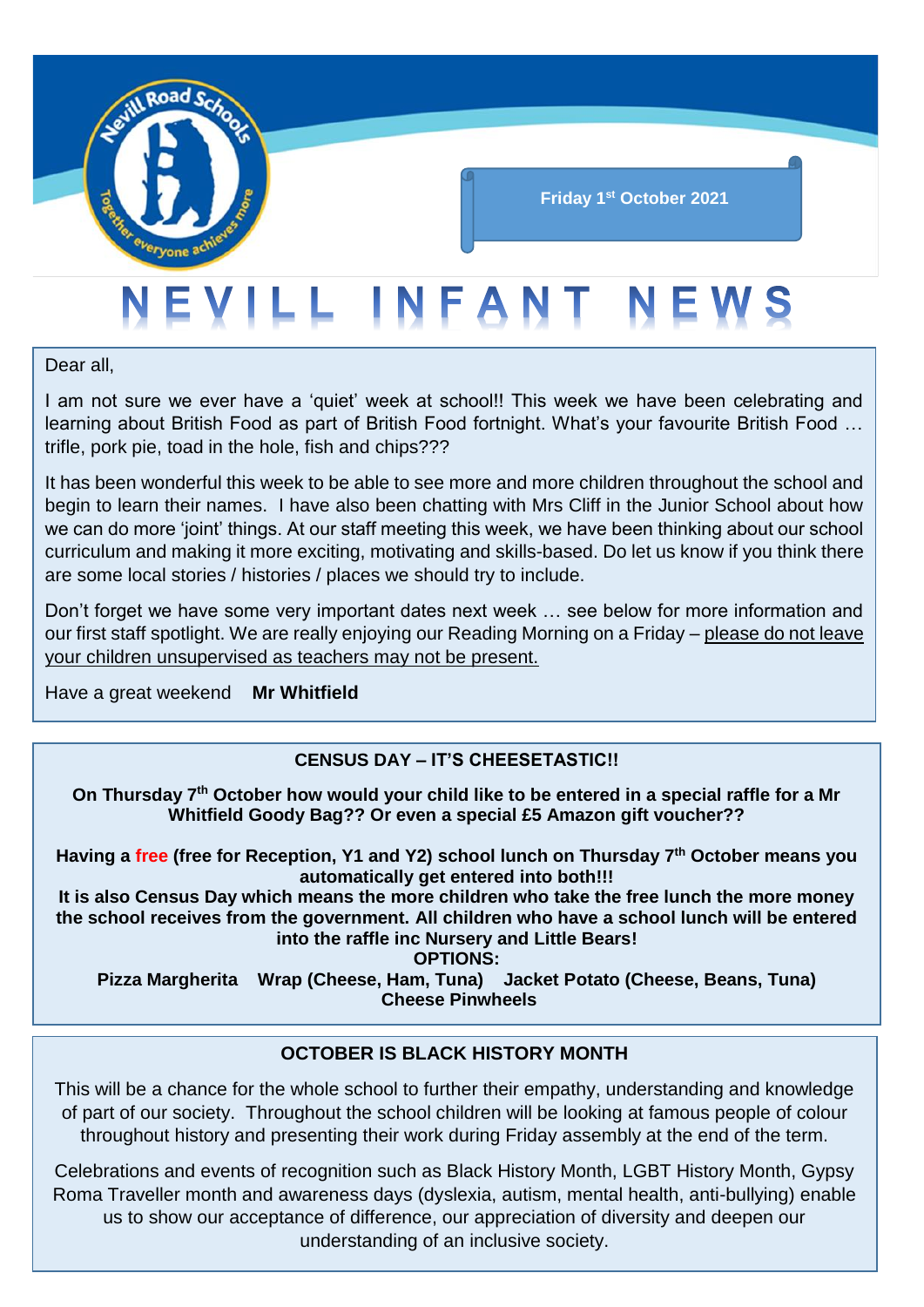Friday 1st October 2021

# NEVILL INFANT NEWS

Dear all,

I am not sure we ever have a 'quiet' week at school!! This week we have been celebrating and learning about British Food as part of British Food fortnight. What's your favourite British Food … trifle, pork pie, toad in the hole, fish and chips???

It has been wonderful this week to be able to see more and more children throughout the school and begin to learn their names. I have also been chatting with Mrs Cliff in the Junior School about how we can do more 'joint' things. At our staff meeting this week, we have been thinking about our school curriculum and making it more exciting, motivating and skills-based. Do let us know if you think there are some local stories / histories / places we should try to include.

Don't forget we have some very important dates next week … see below for more information and our first staff spotlight. We are really enjoying our Reading Morning on a Friday – please do not leave your children unsupervised as teachers may not be present.

Have a great weekend **Mr Whitfield**

## CENSUS DAY – IT'S CHEESETASTIC!!

**On Thursday 7th October how would your child like to be entered in a special raffle for a Mr Whitfield Goody Bag?? Or even a special £5 Amazon gift voucher??**

**Having a free (free for Reception, Y1 and Y2) school lunch on Thursday 7th October means you automatically get entered into both!!!**

**It is also Census Day which means the more children who take the free lunch the more money the school receives from the government. All children who have a school lunch will be entered into the raffle inc Nursery and Little Bears!**

**OPTIONS:**

**Pizza Margherita Wrap (Cheese, Ham, Tuna) Jacket Potato (Cheese, Beans, Tuna) Cheese Pinwheels**

## OCTOBER IS BLACK HISTORY MONTH

This will be a chance for the whole school to further their empathy, understanding and knowledge of part of our society. Throughout the school children will be looking at famous people of colour throughout history and presenting their work during Friday assembly at the end of the term.

Celebrations and events of recognition such as Black History Month, LGBT History Month, Gypsy Roma Traveller month and awareness days (dyslexia, autism, mental health, anti-bullying) enable us to show our acceptance of difference, our appreciation of diversity and deepen our understanding of an inclusive society.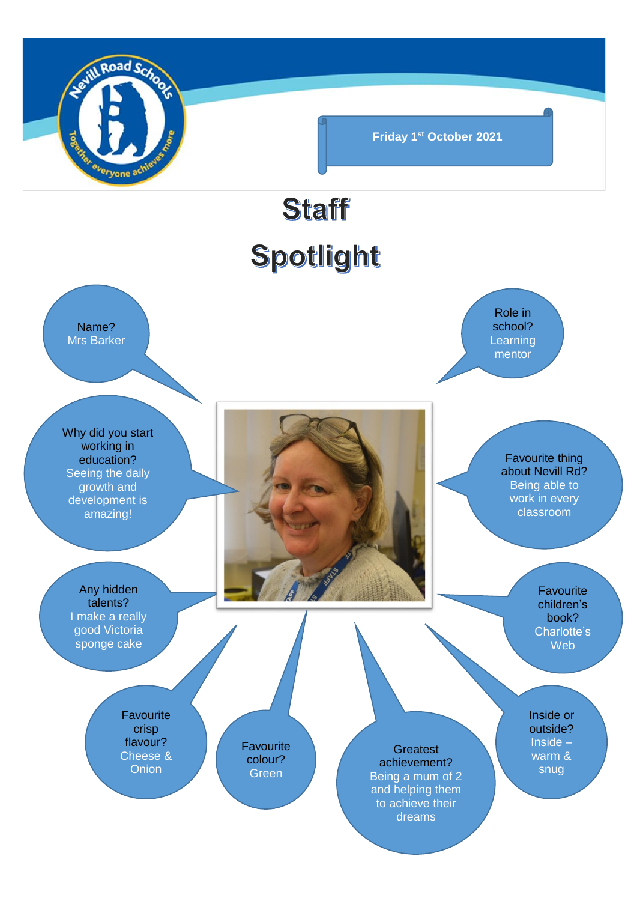Friday 1st October 2021

# Staff Spotlight

**Name?**
Mrs Barker

**Role in school?**
Learning mentor

**Why did you start working in education?**
Seeing the daily growth and development is amazing!

**Favourite thing about Nevill Rd?**
Being able to work in every classroom

**Any hidden talents?**
I make a really good Victoria sponge cake

**Favourite children's book?**
Charlotte's Web

**Favourite crisp flavour?**
Cheese & Onion

**Favourite colour?**
Green

**Greatest achievement?**
Being a mum of 2 and helping them to achieve their dreams

**Inside or outside?**
Inside – warm & snug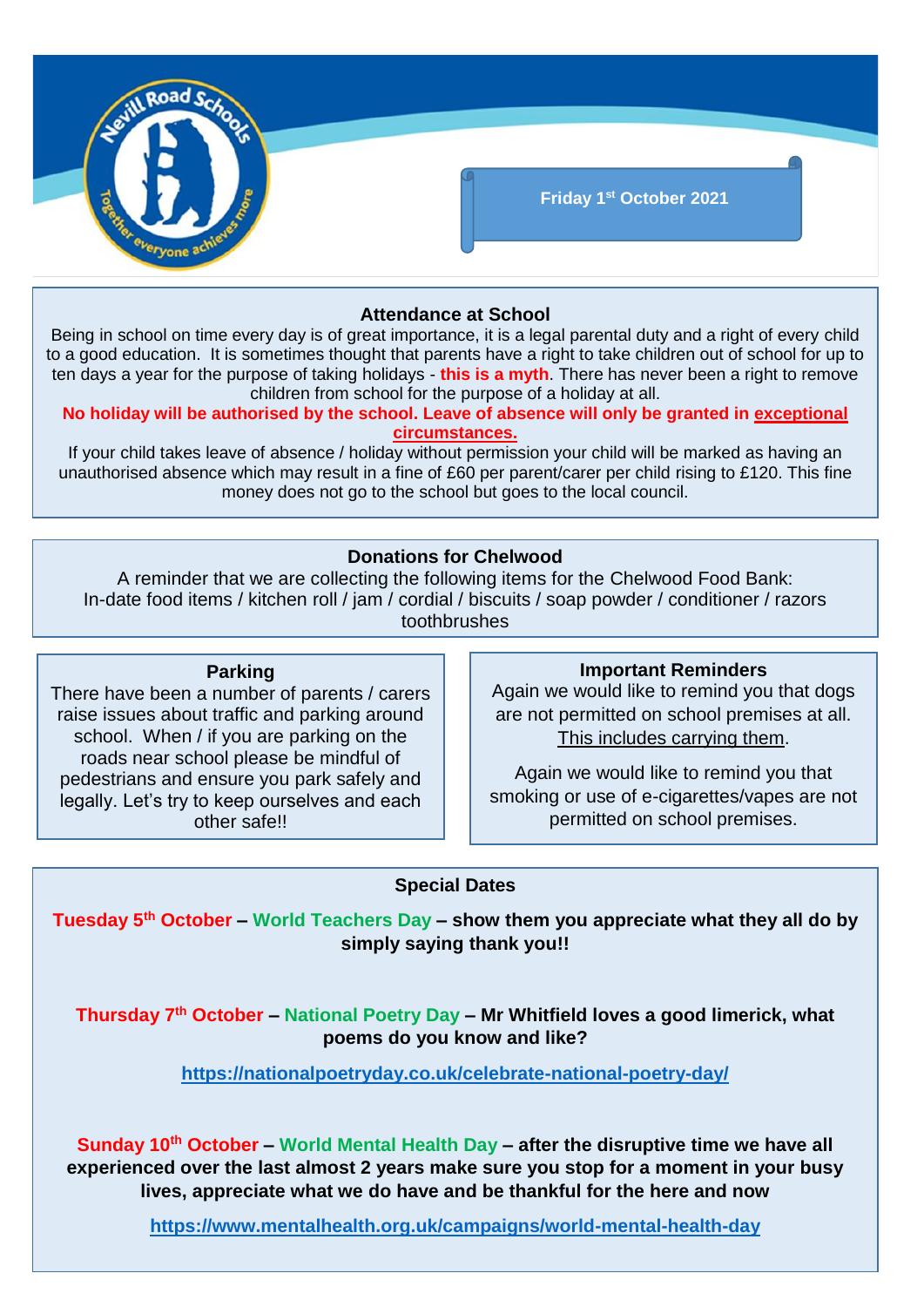Friday 1st October 2021

## Attendance at School

Being in school on time every day is of great importance, it is a legal parental duty and a right of every child to a good education. It is sometimes thought that parents have a right to take children out of school for up to ten days a year for the purpose of taking holidays - **this is a myth**. There has never been a right to remove children from school for the purpose of a holiday at all.

**No holiday will be authorised by the school. Leave of absence will only be granted in exceptional circumstances.**

If your child takes leave of absence / holiday without permission your child will be marked as having an unauthorised absence which may result in a fine of £60 per parent/carer per child rising to £120. This fine money does not go to the school but goes to the local council.

## Donations for Chelwood

A reminder that we are collecting the following items for the Chelwood Food Bank:
In-date food items / kitchen roll / jam / cordial / biscuits / soap powder / conditioner / razors toothbrushes

## Parking

There have been a number of parents / carers raise issues about traffic and parking around school. When / if you are parking on the roads near school please be mindful of pedestrians and ensure you park safely and legally. Let's try to keep ourselves and each other safe!!

## Important Reminders

Again we would like to remind you that dogs are not permitted on school premises at all. This includes carrying them.

Again we would like to remind you that smoking or use of e-cigarettes/vapes are not permitted on school premises.

## Special Dates

**Tuesday 5th October – World Teachers Day – show them you appreciate what they all do by simply saying thank you!!**

**Thursday 7th October – National Poetry Day – Mr Whitfield loves a good limerick, what poems do you know and like?**

**https://nationalpoetryday.co.uk/celebrate-national-poetry-day/**

**Sunday 10th October – World Mental Health Day – after the disruptive time we have all experienced over the last almost 2 years make sure you stop for a moment in your busy lives, appreciate what we do have and be thankful for the here and now**

**https://www.mentalhealth.org.uk/campaigns/world-mental-health-day**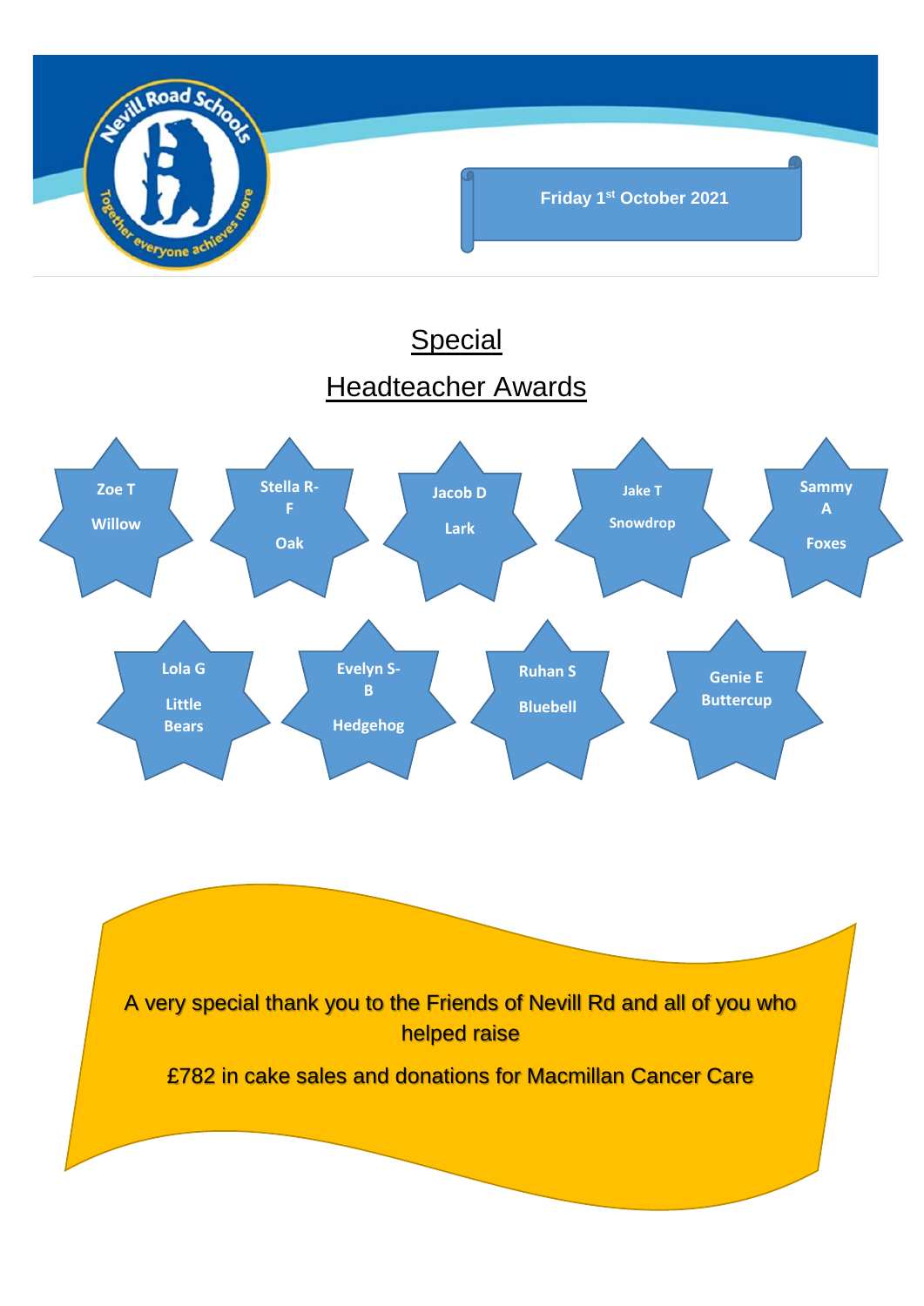Friday 1st October 2021

## Special

## Headteacher Awards

**Zoe T**
**Willow**

**Stella R-F**
**Oak**

**Jacob D**
**Lark**

**Jake T**
**Snowdrop**

**Sammy A**
**Foxes**

**Lola G**
**Little Bears**

**Evelyn S-B**
**Hedgehog**

**Ruhan S**
**Bluebell**

**Genie E**
**Buttercup**

A very special thank you to the Friends of Nevill Rd and all of you who helped raise

£782 in cake sales and donations for Macmillan Cancer Care